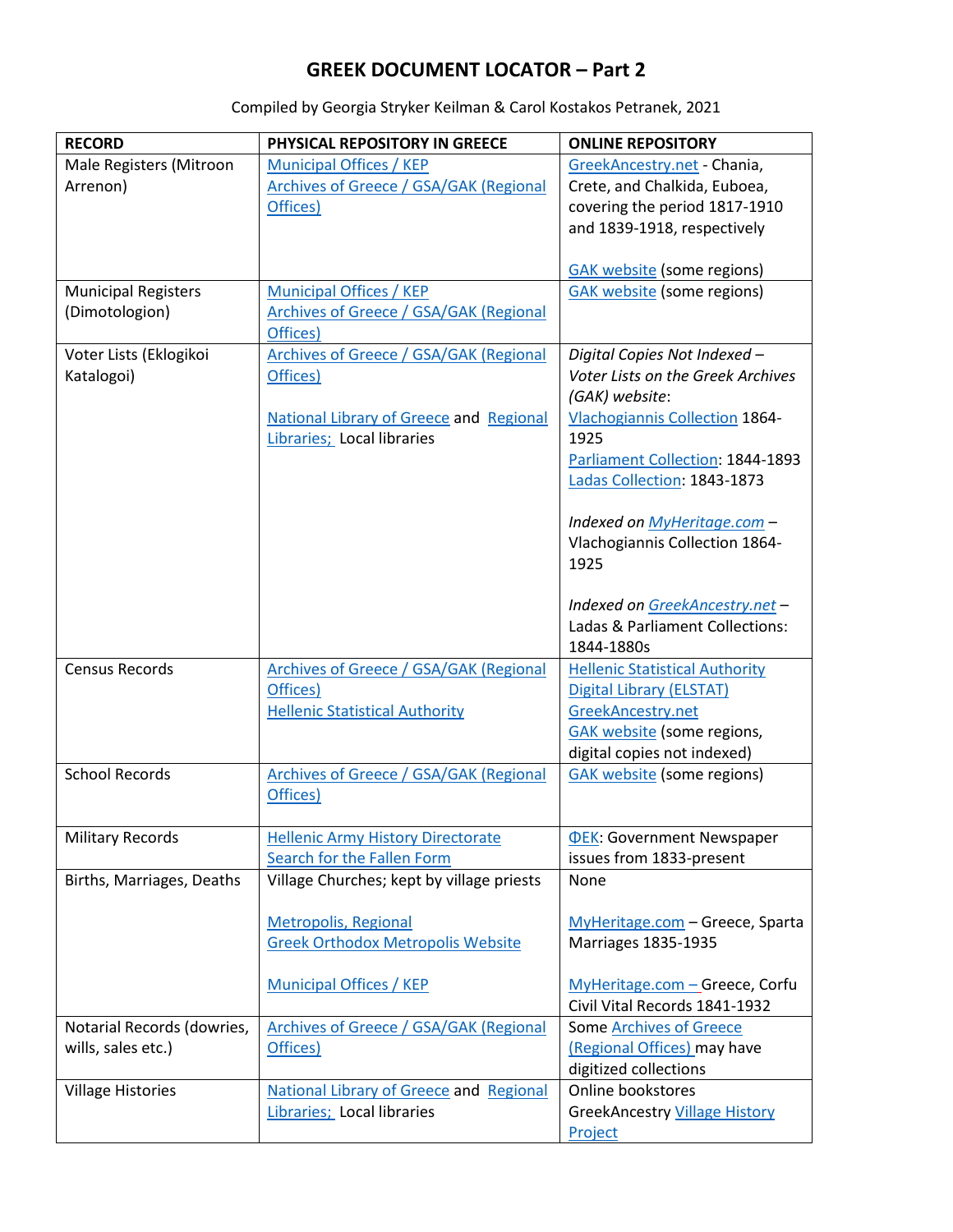# GREEK DOCUMENT LOCATOR – Part 2

Compiled by Georgia Stryker Keilman & Carol Kostakos Petranek, 2021

| RECORD | PHYSICAL REPOSITORY IN GREECE | ONLINE REPOSITORY |
|---|---|---|
| Male Registers (Mitroon Arrenon) | Municipal Offices / KEP<br>Archives of Greece / GSA/GAK (Regional Offices) | GreekAncestry.net - Chania, Crete, and Chalkida, Euboea, covering the period 1817-1910 and 1839-1918, respectively<br><br>GAK website (some regions) |
| Municipal Registers (Dimotologion) | Municipal Offices / KEP<br>Archives of Greece / GSA/GAK (Regional Offices) | GAK website (some regions) |
| Voter Lists (Eklogikoi Katalogoi) | Archives of Greece / GSA/GAK (Regional Offices)<br><br>National Library of Greece and Regional Libraries; Local libraries | *Digital Copies Not Indexed – Voter Lists on the Greek Archives (GAK) website*:<br>Vlachogiannis Collection 1864-1925<br>Parliament Collection: 1844-1893<br>Ladas Collection: 1843-1873<br><br>*Indexed on MyHeritage.com* – Vlachogiannis Collection 1864-1925<br><br>*Indexed on GreekAncestry.net* – Ladas & Parliament Collections: 1844-1880s |
| Census Records | Archives of Greece / GSA/GAK (Regional Offices)<br>Hellenic Statistical Authority | Hellenic Statistical Authority Digital Library (ELSTAT)<br>GreekAncestry.net<br>GAK website (some regions, digital copies not indexed) |
| School Records | Archives of Greece / GSA/GAK (Regional Offices) | GAK website (some regions) |
| Military Records | Hellenic Army History Directorate<br>Search for the Fallen Form | ΦΕΚ: Government Newspaper issues from 1833-present |
| Births, Marriages, Deaths | Village Churches; kept by village priests<br><br>Metropolis, Regional<br>Greek Orthodox Metropolis Website<br><br>Municipal Offices / KEP | None<br><br>MyHeritage.com – Greece, Sparta Marriages 1835-1935<br><br>MyHeritage.com – Greece, Corfu Civil Vital Records 1841-1932 |
| Notarial Records (dowries, wills, sales etc.) | Archives of Greece / GSA/GAK (Regional Offices) | Some Archives of Greece (Regional Offices) may have digitized collections |
| Village Histories | National Library of Greece and Regional Libraries; Local libraries | Online bookstores<br>GreekAncestry Village History Project |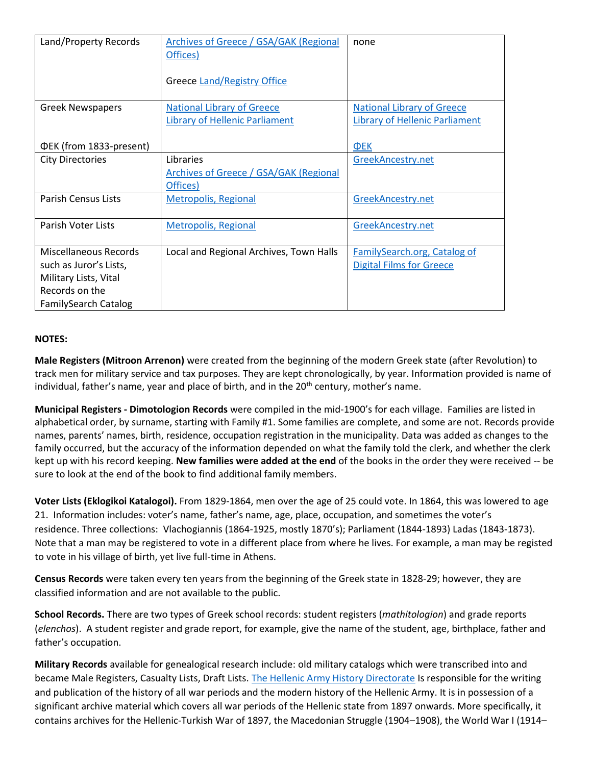| | | |
|---|---|---|
| Land/Property Records | Archives of Greece / GSA/GAK (Regional Offices)<br><br>Greece Land/Registry Office | none |
| Greek Newspapers<br><br>ΦΕΚ (from 1833-present) | National Library of Greece<br>Library of Hellenic Parliament | National Library of Greece<br>Library of Hellenic Parliament<br><br>ΦΕΚ |
| City Directories | Libraries<br>Archives of Greece / GSA/GAK (Regional Offices) | GreekAncestry.net |
| Parish Census Lists | Metropolis, Regional | GreekAncestry.net |
| Parish Voter Lists | Metropolis, Regional | GreekAncestry.net |
| Miscellaneous Records such as Juror's Lists, Military Lists, Vital Records on the FamilySearch Catalog | Local and Regional Archives, Town Halls | FamilySearch.org, Catalog of Digital Films for Greece |

**NOTES:**

**Male Registers (Mitroon Arrenon)** were created from the beginning of the modern Greek state (after Revolution) to track men for military service and tax purposes. They are kept chronologically, by year. Information provided is name of individual, father's name, year and place of birth, and in the 20th century, mother's name.

**Municipal Registers - Dimotologion Records** were compiled in the mid-1900's for each village. Families are listed in alphabetical order, by surname, starting with Family #1. Some families are complete, and some are not. Records provide names, parents' names, birth, residence, occupation registration in the municipality. Data was added as changes to the family occurred, but the accuracy of the information depended on what the family told the clerk, and whether the clerk kept up with his record keeping. **New families were added at the end** of the books in the order they were received -- be sure to look at the end of the book to find additional family members.

**Voter Lists (Eklogikoi Katalogoi).** From 1829-1864, men over the age of 25 could vote. In 1864, this was lowered to age 21. Information includes: voter's name, father's name, age, place, occupation, and sometimes the voter's residence. Three collections: Vlachogiannis (1864-1925, mostly 1870's); Parliament (1844-1893) Ladas (1843-1873). Note that a man may be registered to vote in a different place from where he lives. For example, a man may be registed to vote in his village of birth, yet live full-time in Athens.

**Census Records** were taken every ten years from the beginning of the Greek state in 1828-29; however, they are classified information and are not available to the public.

**School Records.** There are two types of Greek school records: student registers (*mathitologion*) and grade reports (*elenchos*). A student register and grade report, for example, give the name of the student, age, birthplace, father and father's occupation.

**Military Records** available for genealogical research include: old military catalogs which were transcribed into and became Male Registers, Casualty Lists, Draft Lists. The Hellenic Army History Directorate Is responsible for the writing and publication of the history of all war periods and the modern history of the Hellenic Army. It is in possession of a significant archive material which covers all war periods of the Hellenic state from 1897 onwards. More specifically, it contains archives for the Hellenic-Turkish War of 1897, the Macedonian Struggle (1904–1908), the World War I (1914–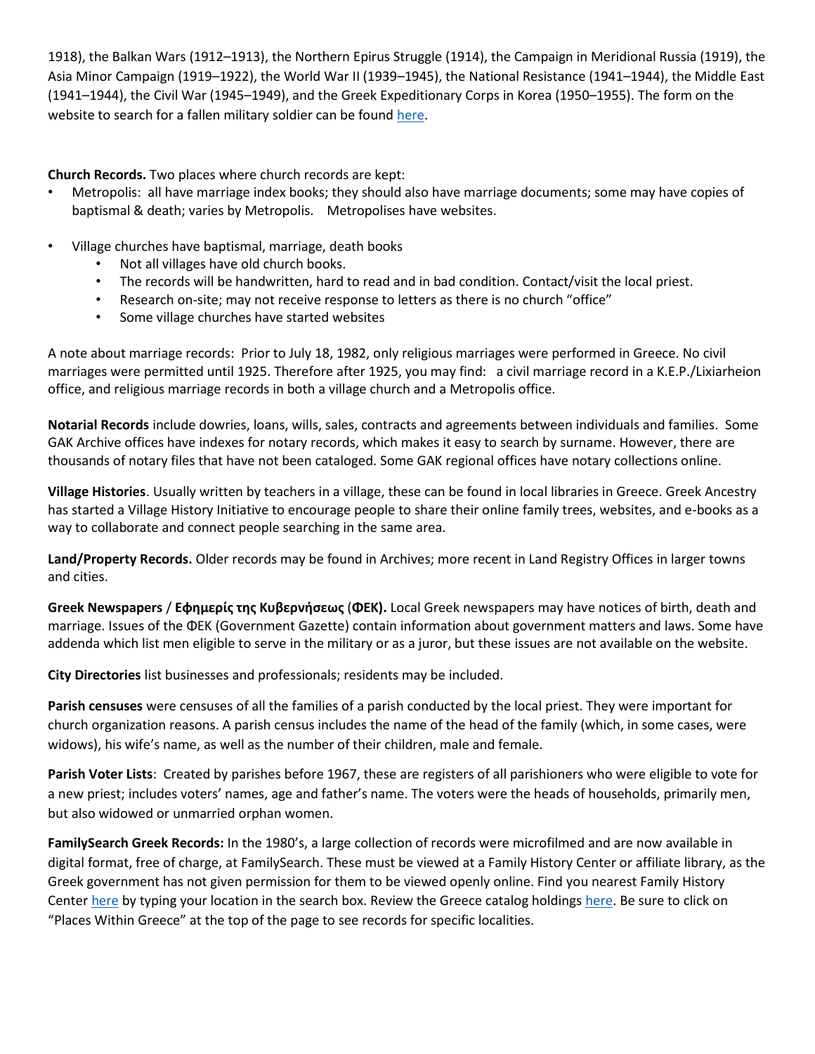1918), the Balkan Wars (1912–1913), the Northern Epirus Struggle (1914), the Campaign in Meridional Russia (1919), the Asia Minor Campaign (1919–1922), the World War II (1939–1945), the National Resistance (1941–1944), the Middle East (1941–1944), the Civil War (1945–1949), and the Greek Expeditionary Corps in Korea (1950–1955). The form on the website to search for a fallen military soldier can be found here.

**Church Records.** Two places where church records are kept:

- Metropolis: all have marriage index books; they should also have marriage documents; some may have copies of baptismal & death; varies by Metropolis. Metropolises have websites.
- Village churches have baptismal, marriage, death books
    - Not all villages have old church books.
    - The records will be handwritten, hard to read and in bad condition. Contact/visit the local priest.
    - Research on-site; may not receive response to letters as there is no church "office"
    - Some village churches have started websites

A note about marriage records: Prior to July 18, 1982, only religious marriages were performed in Greece. No civil marriages were permitted until 1925. Therefore after 1925, you may find: a civil marriage record in a K.E.P./Lixiarheion office, and religious marriage records in both a village church and a Metropolis office.

**Notarial Records** include dowries, loans, wills, sales, contracts and agreements between individuals and families. Some GAK Archive offices have indexes for notary records, which makes it easy to search by surname. However, there are thousands of notary files that have not been cataloged. Some GAK regional offices have notary collections online.

**Village Histories**. Usually written by teachers in a village, these can be found in local libraries in Greece. Greek Ancestry has started a Village History Initiative to encourage people to share their online family trees, websites, and e-books as a way to collaborate and connect people searching in the same area.

**Land/Property Records.** Older records may be found in Archives; more recent in Land Registry Offices in larger towns and cities.

**Greek Newspapers / Εφημερίς της Κυβερνήσεως (ΦΕΚ).** Local Greek newspapers may have notices of birth, death and marriage. Issues of the ΦΕΚ (Government Gazette) contain information about government matters and laws. Some have addenda which list men eligible to serve in the military or as a juror, but these issues are not available on the website.

**City Directories** list businesses and professionals; residents may be included.

**Parish censuses** were censuses of all the families of a parish conducted by the local priest. They were important for church organization reasons. A parish census includes the name of the head of the family (which, in some cases, were widows), his wife's name, as well as the number of their children, male and female.

**Parish Voter Lists**: Created by parishes before 1967, these are registers of all parishioners who were eligible to vote for a new priest; includes voters' names, age and father's name. The voters were the heads of households, primarily men, but also widowed or unmarried orphan women.

**FamilySearch Greek Records:** In the 1980's, a large collection of records were microfilmed and are now available in digital format, free of charge, at FamilySearch. These must be viewed at a Family History Center or affiliate library, as the Greek government has not given permission for them to be viewed openly online. Find you nearest Family History Center here by typing your location in the search box. Review the Greece catalog holdings here. Be sure to click on "Places Within Greece" at the top of the page to see records for specific localities.